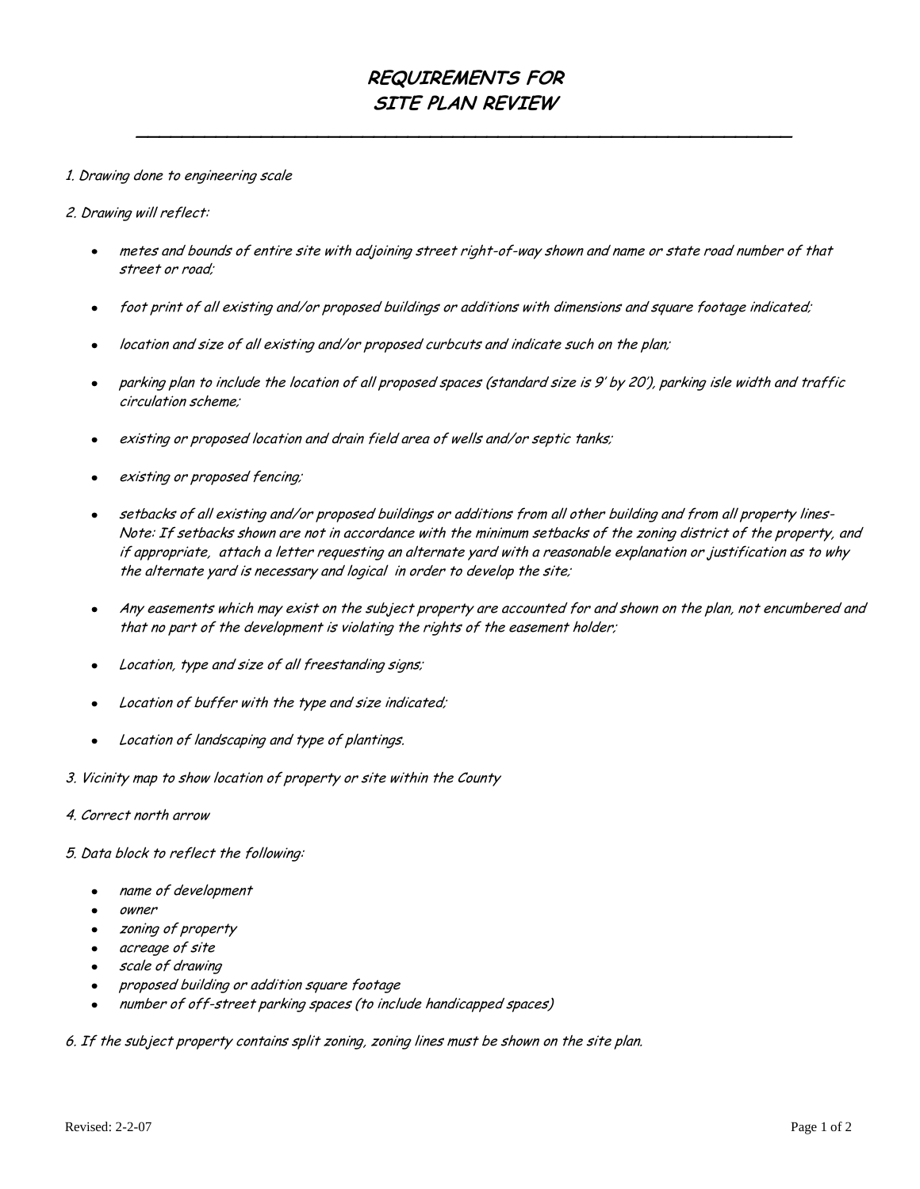# *REQUIREMENTS FOR SITE PLAN REVIEW*

---

*1. Drawing done to engineering scale*

*2. Drawing will reflect:*

- *metes and bounds of entire site with adjoining street right-of-way shown and name or state road number of that street or road;*
- *foot print of all existing and/or proposed buildings or additions with dimensions and square footage indicated;*
- *location and size of all existing and/or proposed curbcuts and indicate such on the plan;*
- *parking plan to include the location of all proposed spaces (standard size is 9' by 20'), parking isle width and traffic circulation scheme;*
- *existing or proposed location and drain field area of wells and/or septic tanks;*
- *existing or proposed fencing;*
- *setbacks of all existing and/or proposed buildings or additions from all other building and from all property lines- Note: If setbacks shown are not in accordance with the minimum setbacks of the zoning district of the property, and if appropriate, attach a letter requesting an alternate yard with a reasonable explanation or justification as to why the alternate yard is necessary and logical in order to develop the site;*
- *Any easements which may exist on the subject property are accounted for and shown on the plan, not encumbered and that no part of the development is violating the rights of the easement holder;*
- *Location, type and size of all freestanding signs;*
- *Location of buffer with the type and size indicated;*
- *Location of landscaping and type of plantings.*

*3. Vicinity map to show location of property or site within the County*

*4. Correct north arrow*

*5. Data block to reflect the following:*

- *name of development*
- *owner*
- *zoning of property*
- *acreage of site*
- *scale of drawing*
- *proposed building or addition square footage*
- *number of off-street parking spaces (to include handicapped spaces)*

*6. If the subject property contains split zoning, zoning lines must be shown on the site plan.*

Revised: 2-2-07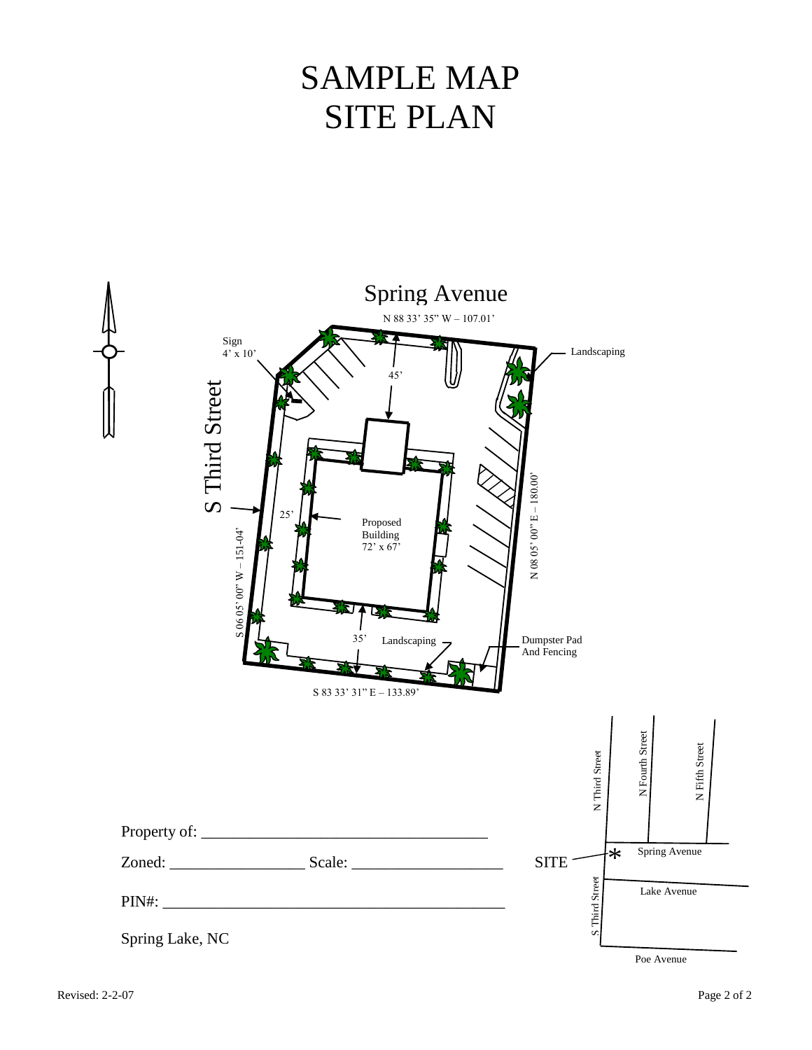# SAMPLE MAP
# SITE PLAN

Spring Avenue

N 88 33' 35" W – 107.01'

Sign
4' x 10'

Landscaping

45'

S Third Street

25'

Proposed
Building
72' x 67'

S 06 05' 00" W – 151-04'

N 08 05' 00" E – 180.00'

35'

Landscaping

Dumpster Pad
And Fencing

S 83 33' 31" E – 133.89'

N Third Street

N Fourth Street

N Fifth Street

SITE

*

Spring Avenue

Lake Avenue

S Third Street

Poe Avenue

Property of: ___________________________________

Zoned: ________________ Scale: __________________

PIN#: __________________________________________

Spring Lake, NC

Revised: 2-2-07